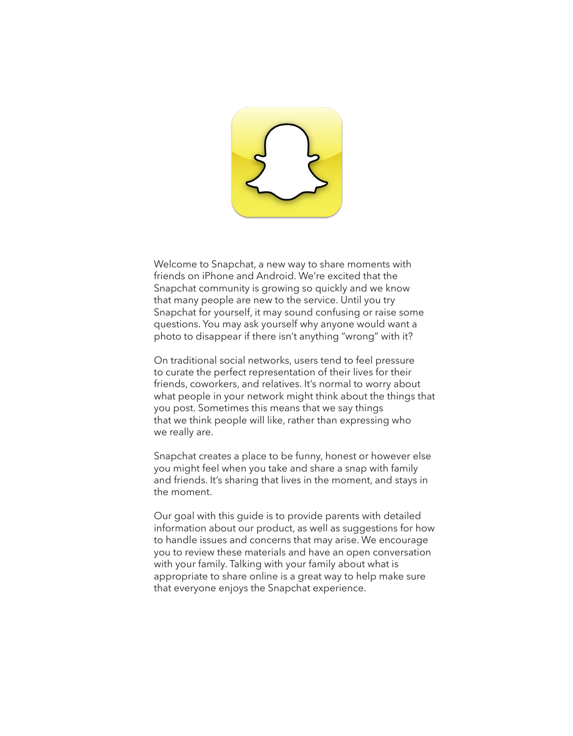Welcome to Snapchat, a new way to share moments with friends on iPhone and Android. We're excited that the Snapchat community is growing so quickly and we know that many people are new to the service. Until you try Snapchat for yourself, it may sound confusing or raise some questions. You may ask yourself why anyone would want a photo to disappear if there isn't anything "wrong" with it?

On traditional social networks, users tend to feel pressure to curate the perfect representation of their lives for their friends, coworkers, and relatives. It's normal to worry about what people in your network might think about the things that you post. Sometimes this means that we say things that we think people will like, rather than expressing who we really are.

Snapchat creates a place to be funny, honest or however else you might feel when you take and share a snap with family and friends. It's sharing that lives in the moment, and stays in the moment.

Our goal with this guide is to provide parents with detailed information about our product, as well as suggestions for how to handle issues and concerns that may arise. We encourage you to review these materials and have an open conversation with your family. Talking with your family about what is appropriate to share online is a great way to help make sure that everyone enjoys the Snapchat experience.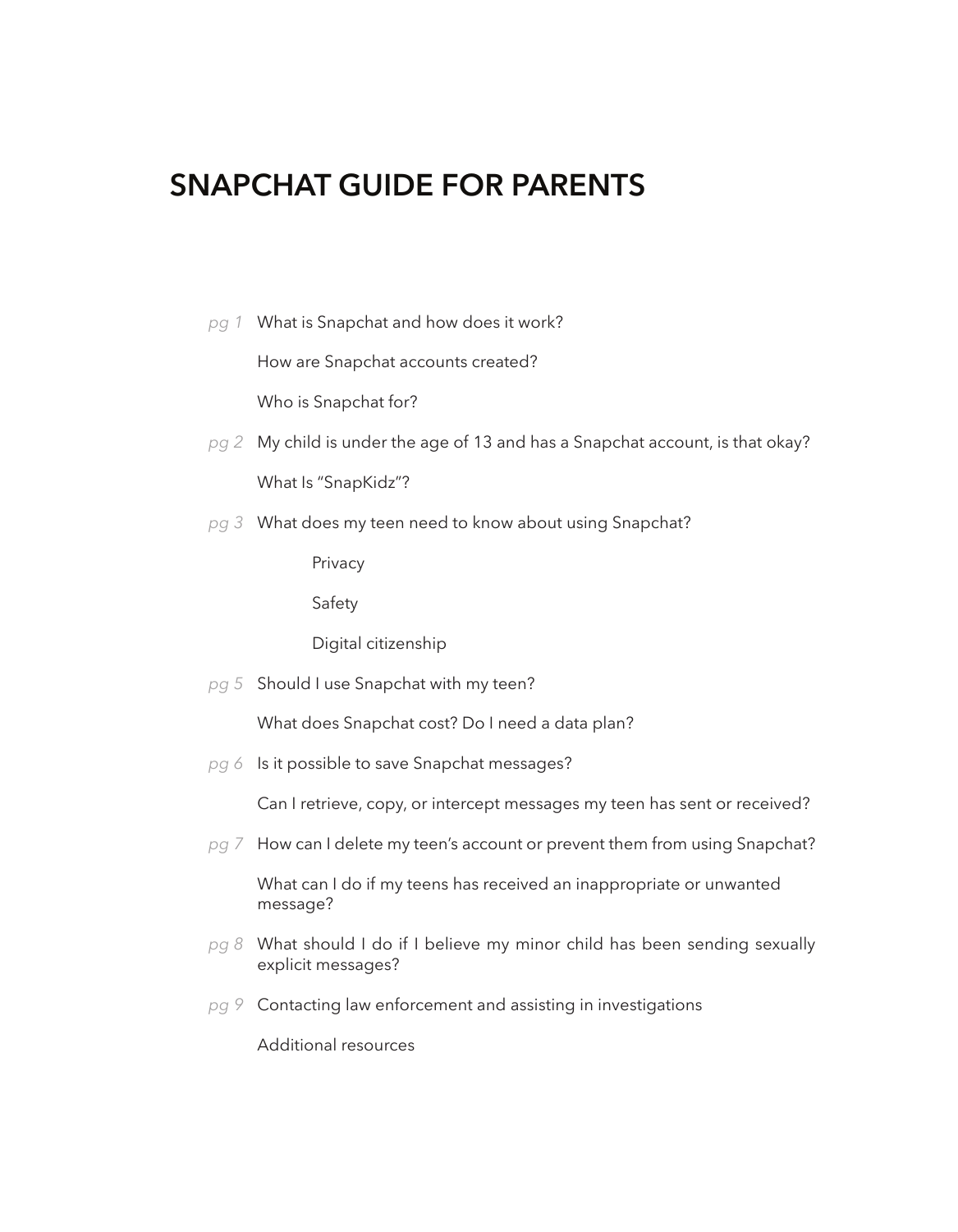# SNAPCHAT GUIDE FOR PARENTS

*pg 1* What is Snapchat and how does it work?

How are Snapchat accounts created?

Who is Snapchat for?

*pg 2* My child is under the age of 13 and has a Snapchat account, is that okay?

What Is "SnapKidz"?

*pg 3* What does my teen need to know about using Snapchat?

- Privacy
- Safety
- Digital citizenship

*pg 5* Should I use Snapchat with my teen?

What does Snapchat cost? Do I need a data plan?

*pg 6* Is it possible to save Snapchat messages?

Can I retrieve, copy, or intercept messages my teen has sent or received?

*pg 7* How can I delete my teen's account or prevent them from using Snapchat?

What can I do if my teens has received an inappropriate or unwanted message?

*pg 8* What should I do if I believe my minor child has been sending sexually explicit messages?

*pg 9* Contacting law enforcement and assisting in investigations

Additional resources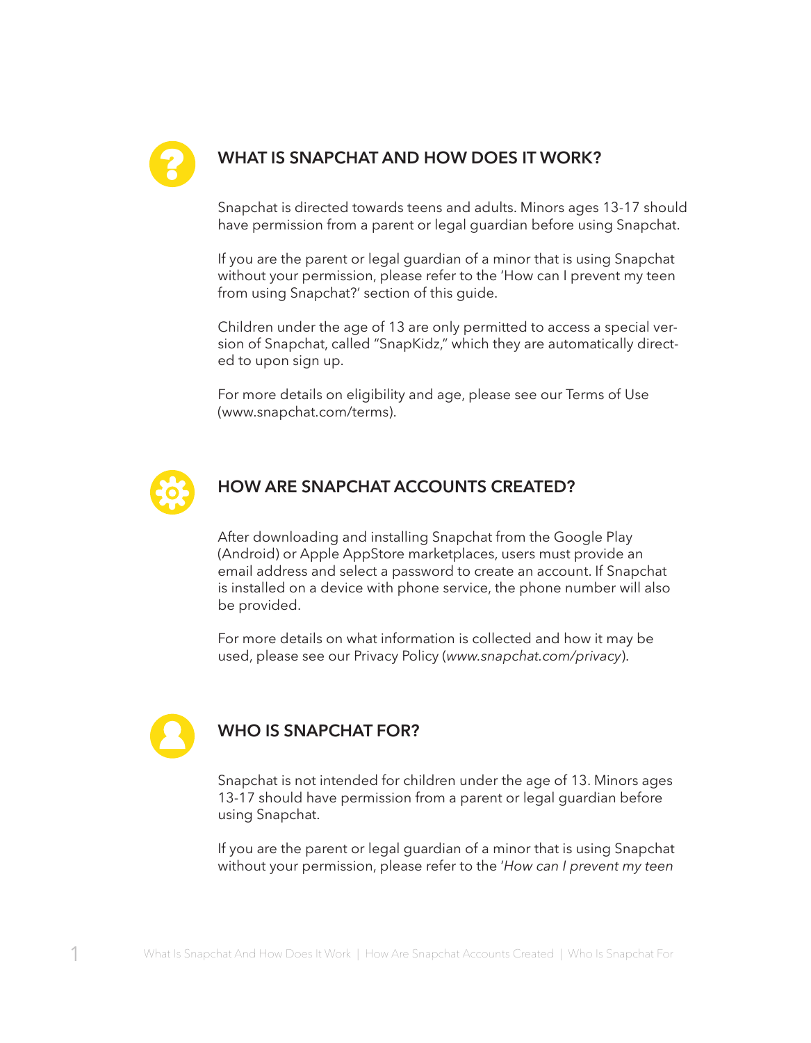## WHAT IS SNAPCHAT AND HOW DOES IT WORK?

Snapchat is directed towards teens and adults. Minors ages 13-17 should have permission from a parent or legal guardian before using Snapchat.

If you are the parent or legal guardian of a minor that is using Snapchat without your permission, please refer to the 'How can I prevent my teen from using Snapchat?' section of this guide.

Children under the age of 13 are only permitted to access a special version of Snapchat, called "SnapKidz," which they are automatically directed to upon sign up.

For more details on eligibility and age, please see our Terms of Use (www.snapchat.com/terms).

## HOW ARE SNAPCHAT ACCOUNTS CREATED?

After downloading and installing Snapchat from the Google Play (Android) or Apple AppStore marketplaces, users must provide an email address and select a password to create an account. If Snapchat is installed on a device with phone service, the phone number will also be provided.

For more details on what information is collected and how it may be used, please see our Privacy Policy (*www.snapchat.com/privacy*).

## WHO IS SNAPCHAT FOR?

Snapchat is not intended for children under the age of 13. Minors ages 13-17 should have permission from a parent or legal guardian before using Snapchat.

If you are the parent or legal guardian of a minor that is using Snapchat without your permission, please refer to the '*How can I prevent my teen*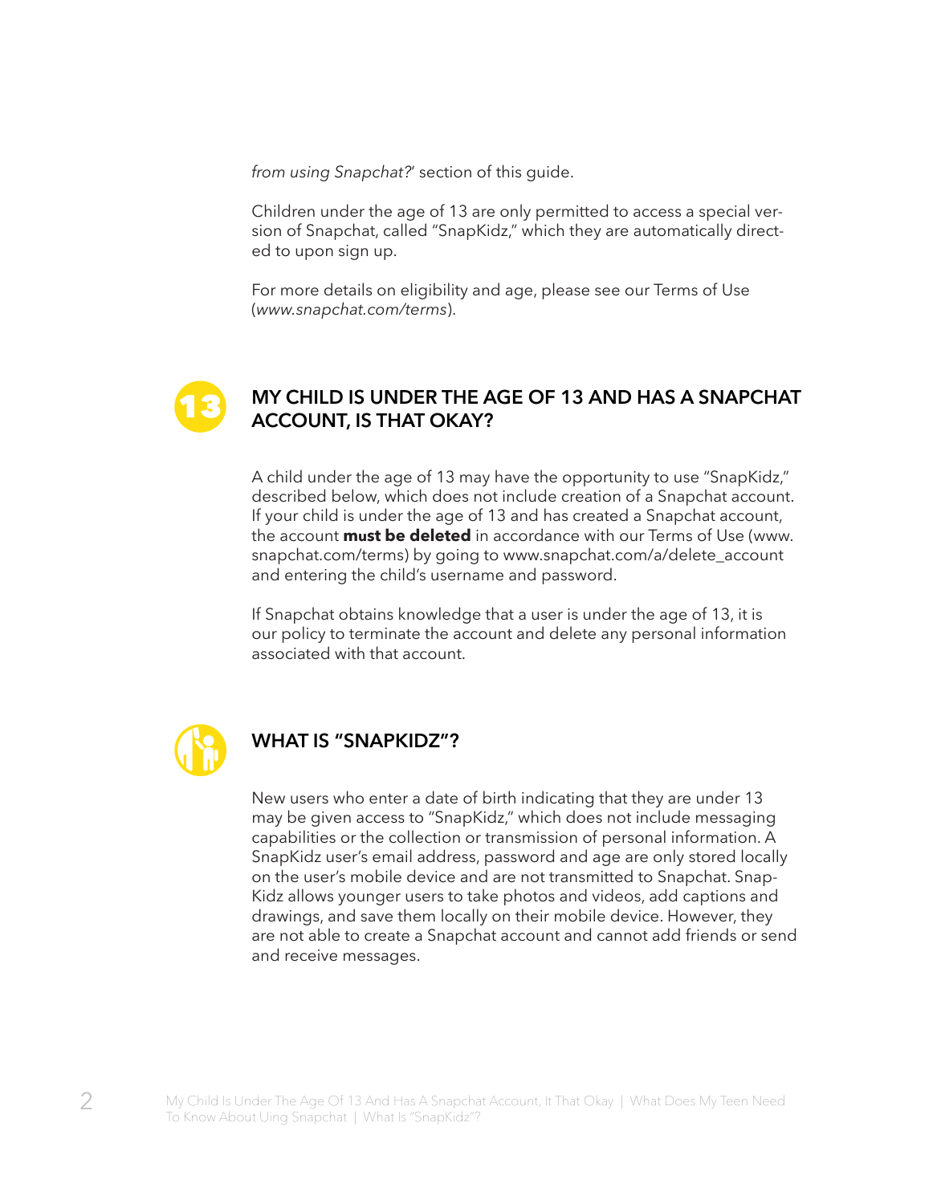*from using Snapchat?*' section of this guide.

Children under the age of 13 are only permitted to access a special version of Snapchat, called "SnapKidz," which they are automatically directed to upon sign up.

For more details on eligibility and age, please see our Terms of Use (*www.snapchat.com/terms*).

## MY CHILD IS UNDER THE AGE OF 13 AND HAS A SNAPCHAT ACCOUNT, IS THAT OKAY?

A child under the age of 13 may have the opportunity to use "SnapKidz," described below, which does not include creation of a Snapchat account. If your child is under the age of 13 and has created a Snapchat account, the account **must be deleted** in accordance with our Terms of Use (www.snapchat.com/terms) by going to www.snapchat.com/a/delete_account and entering the child's username and password.

If Snapchat obtains knowledge that a user is under the age of 13, it is our policy to terminate the account and delete any personal information associated with that account.

## WHAT IS "SNAPKIDZ"?

New users who enter a date of birth indicating that they are under 13 may be given access to "SnapKidz," which does not include messaging capabilities or the collection or transmission of personal information. A SnapKidz user's email address, password and age are only stored locally on the user's mobile device and are not transmitted to Snapchat. SnapKidz allows younger users to take photos and videos, add captions and drawings, and save them locally on their mobile device. However, they are not able to create a Snapchat account and cannot add friends or send and receive messages.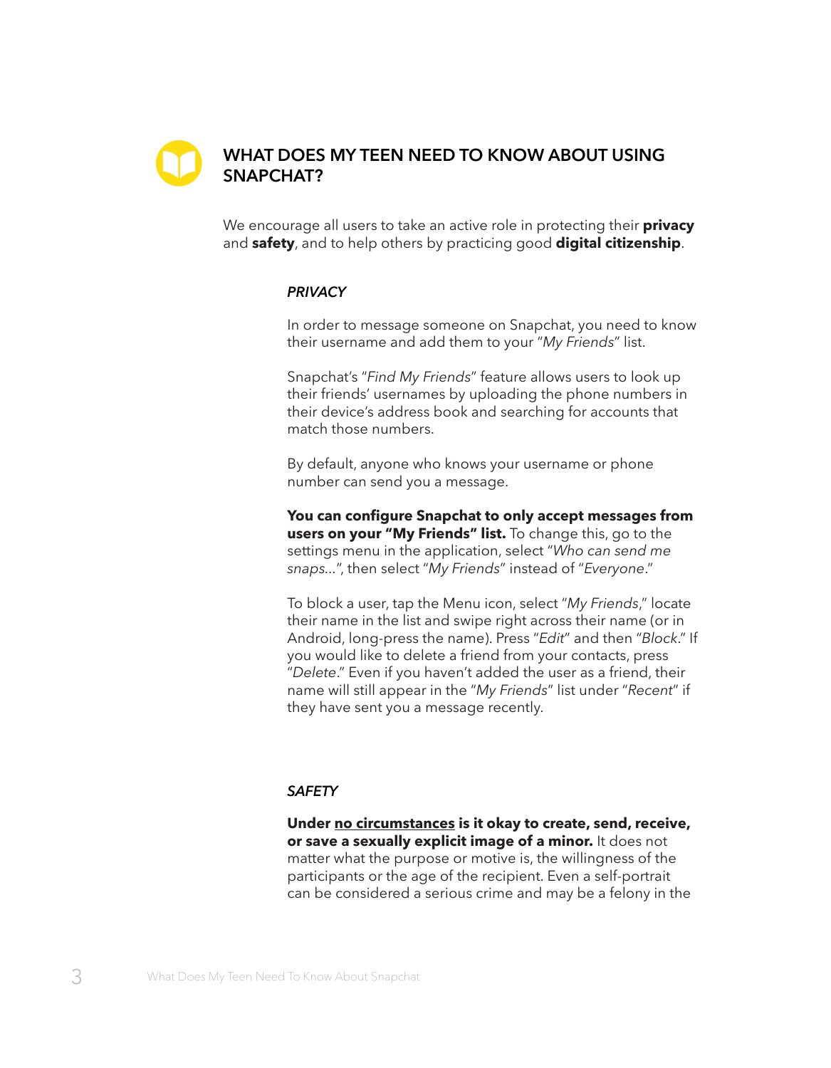## WHAT DOES MY TEEN NEED TO KNOW ABOUT USING SNAPCHAT?

We encourage all users to take an active role in protecting their **privacy** and **safety**, and to help others by practicing good **digital citizenship**.

### *PRIVACY*

In order to message someone on Snapchat, you need to know their username and add them to your "*My Friends*" list.

Snapchat's "*Find My Friends*" feature allows users to look up their friends' usernames by uploading the phone numbers in their device's address book and searching for accounts that match those numbers.

By default, anyone who knows your username or phone number can send you a message.

**You can configure Snapchat to only accept messages from users on your "My Friends" list.** To change this, go to the settings menu in the application, select "*Who can send me snaps...*", then select "*My Friends*" instead of "*Everyone*."

To block a user, tap the Menu icon, select "*My Friends*," locate their name in the list and swipe right across their name (or in Android, long-press the name). Press "*Edit*" and then "*Block*." If you would like to delete a friend from your contacts, press "*Delete*." Even if you haven't added the user as a friend, their name will still appear in the "*My Friends*" list under "*Recent*" if they have sent you a message recently.

### *SAFETY*

**Under <u>no circumstances</u> is it okay to create, send, receive, or save a sexually explicit image of a minor.** It does not matter what the purpose or motive is, the willingness of the participants or the age of the recipient. Even a self-portrait can be considered a serious crime and may be a felony in the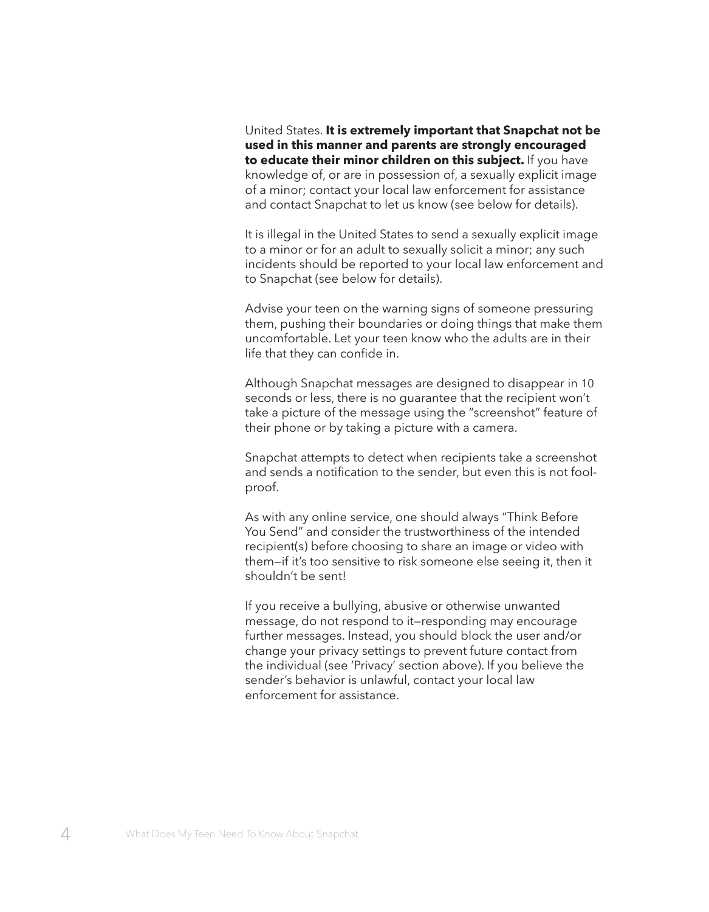United States. **It is extremely important that Snapchat not be used in this manner and parents are strongly encouraged to educate their minor children on this subject.** If you have knowledge of, or are in possession of, a sexually explicit image of a minor; contact your local law enforcement for assistance and contact Snapchat to let us know (see below for details).

It is illegal in the United States to send a sexually explicit image to a minor or for an adult to sexually solicit a minor; any such incidents should be reported to your local law enforcement and to Snapchat (see below for details).

Advise your teen on the warning signs of someone pressuring them, pushing their boundaries or doing things that make them uncomfortable. Let your teen know who the adults are in their life that they can confide in.

Although Snapchat messages are designed to disappear in 10 seconds or less, there is no guarantee that the recipient won't take a picture of the message using the "screenshot" feature of their phone or by taking a picture with a camera.

Snapchat attempts to detect when recipients take a screenshot and sends a notification to the sender, but even this is not fool-proof.

As with any online service, one should always "Think Before You Send" and consider the trustworthiness of the intended recipient(s) before choosing to share an image or video with them—if it's too sensitive to risk someone else seeing it, then it shouldn't be sent!

If you receive a bullying, abusive or otherwise unwanted message, do not respond to it—responding may encourage further messages. Instead, you should block the user and/or change your privacy settings to prevent future contact from the individual (see 'Privacy' section above). If you believe the sender's behavior is unlawful, contact your local law enforcement for assistance.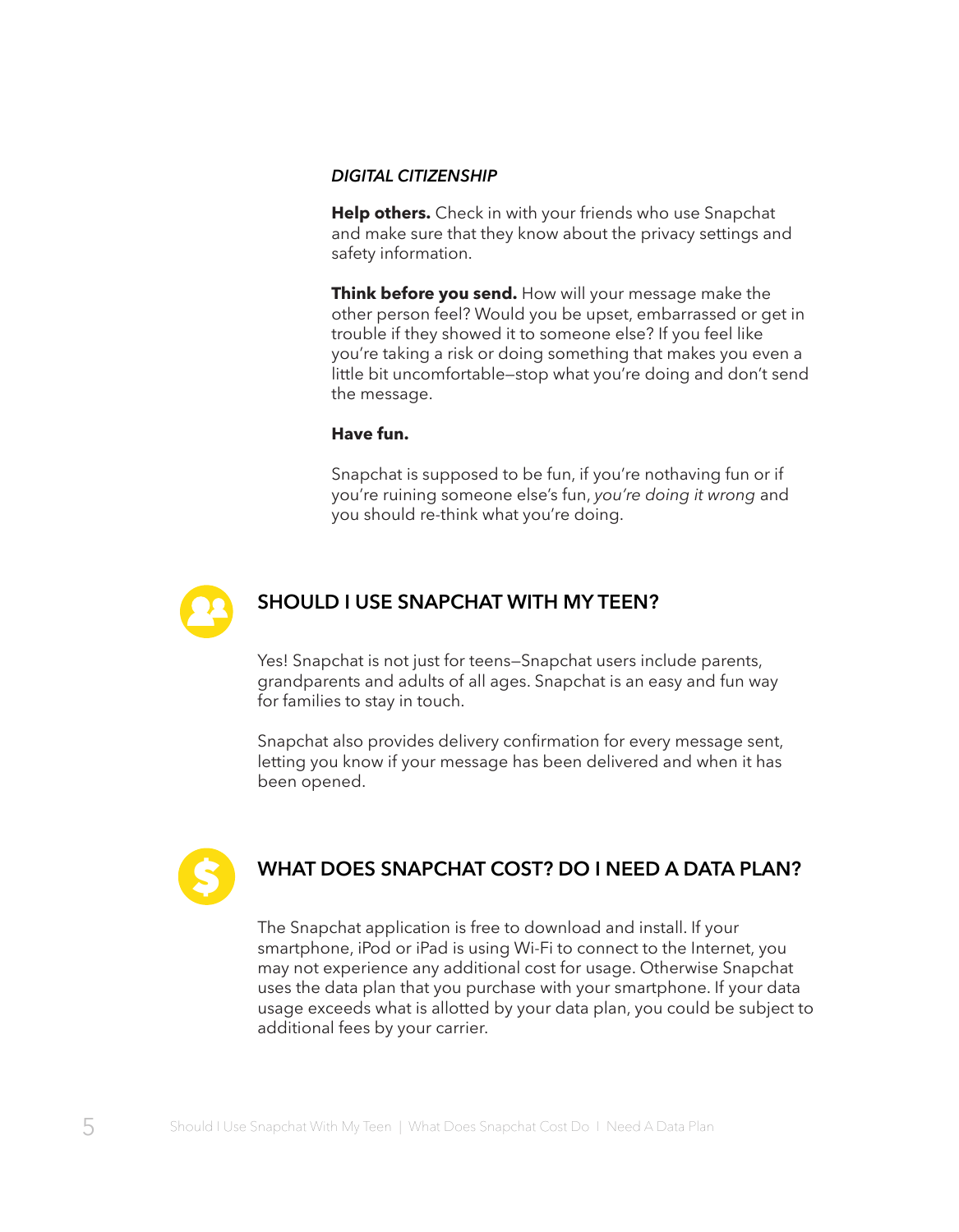*DIGITAL CITIZENSHIP*

**Help others.** Check in with your friends who use Snapchat and make sure that they know about the privacy settings and safety information.

**Think before you send.** How will your message make the other person feel? Would you be upset, embarrassed or get in trouble if they showed it to someone else? If you feel like you're taking a risk or doing something that makes you even a little bit uncomfortable—stop what you're doing and don't send the message.

**Have fun.**

Snapchat is supposed to be fun, if you're nothaving fun or if you're ruining someone else's fun, *you're doing it wrong* and you should re-think what you're doing.

## SHOULD I USE SNAPCHAT WITH MY TEEN?

Yes! Snapchat is not just for teens—Snapchat users include parents, grandparents and adults of all ages. Snapchat is an easy and fun way for families to stay in touch.

Snapchat also provides delivery confirmation for every message sent, letting you know if your message has been delivered and when it has been opened.

## WHAT DOES SNAPCHAT COST? DO I NEED A DATA PLAN?

The Snapchat application is free to download and install. If your smartphone, iPod or iPad is using Wi-Fi to connect to the Internet, you may not experience any additional cost for usage. Otherwise Snapchat uses the data plan that you purchase with your smartphone. If your data usage exceeds what is allotted by your data plan, you could be subject to additional fees by your carrier.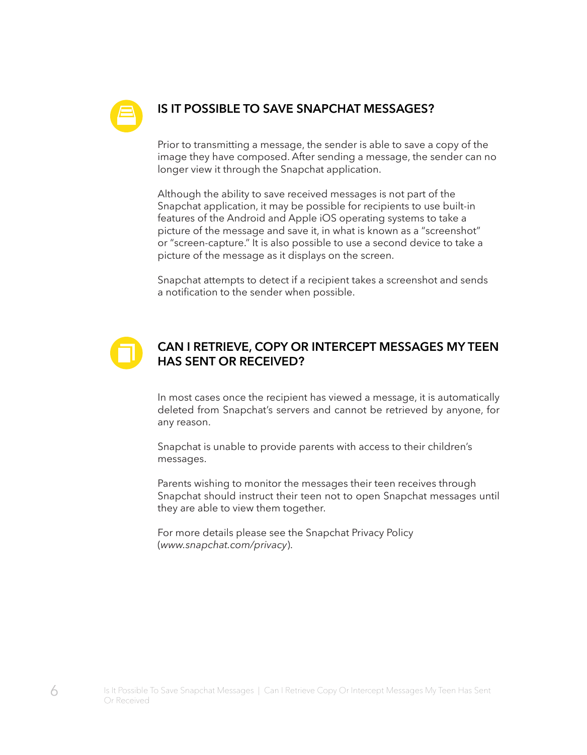## IS IT POSSIBLE TO SAVE SNAPCHAT MESSAGES?

Prior to transmitting a message, the sender is able to save a copy of the image they have composed. After sending a message, the sender can no longer view it through the Snapchat application.

Although the ability to save received messages is not part of the Snapchat application, it may be possible for recipients to use built-in features of the Android and Apple iOS operating systems to take a picture of the message and save it, in what is known as a "screenshot" or "screen-capture." It is also possible to use a second device to take a picture of the message as it displays on the screen.

Snapchat attempts to detect if a recipient takes a screenshot and sends a notification to the sender when possible.

## CAN I RETRIEVE, COPY OR INTERCEPT MESSAGES MY TEEN HAS SENT OR RECEIVED?

In most cases once the recipient has viewed a message, it is automatically deleted from Snapchat's servers and cannot be retrieved by anyone, for any reason.

Snapchat is unable to provide parents with access to their children's messages.

Parents wishing to monitor the messages their teen receives through Snapchat should instruct their teen not to open Snapchat messages until they are able to view them together.

For more details please see the Snapchat Privacy Policy (*www.snapchat.com/privacy*).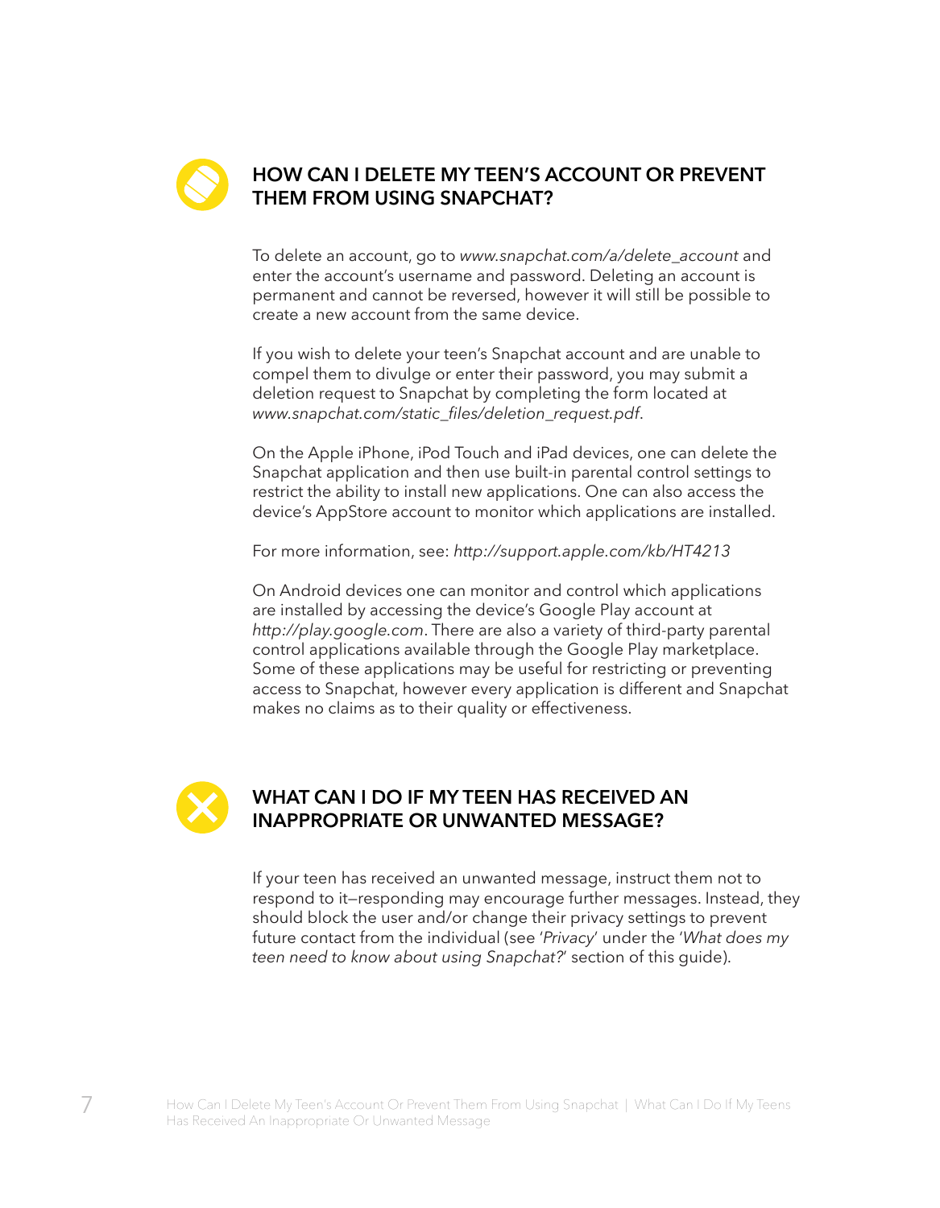## HOW CAN I DELETE MY TEEN'S ACCOUNT OR PREVENT THEM FROM USING SNAPCHAT?

To delete an account, go to *www.snapchat.com/a/delete_account* and enter the account's username and password. Deleting an account is permanent and cannot be reversed, however it will still be possible to create a new account from the same device.

If you wish to delete your teen's Snapchat account and are unable to compel them to divulge or enter their password, you may submit a deletion request to Snapchat by completing the form located at *www.snapchat.com/static_files/deletion_request.pdf*.

On the Apple iPhone, iPod Touch and iPad devices, one can delete the Snapchat application and then use built-in parental control settings to restrict the ability to install new applications. One can also access the device's AppStore account to monitor which applications are installed.

For more information, see: *http://support.apple.com/kb/HT4213*

On Android devices one can monitor and control which applications are installed by accessing the device's Google Play account at *http://play.google.com*. There are also a variety of third-party parental control applications available through the Google Play marketplace. Some of these applications may be useful for restricting or preventing access to Snapchat, however every application is different and Snapchat makes no claims as to their quality or effectiveness.

## WHAT CAN I DO IF MY TEEN HAS RECEIVED AN INAPPROPRIATE OR UNWANTED MESSAGE?

If your teen has received an unwanted message, instruct them not to respond to it—responding may encourage further messages. Instead, they should block the user and/or change their privacy settings to prevent future contact from the individual (see '*Privacy*' under the '*What does my teen need to know about using Snapchat?*' section of this guide).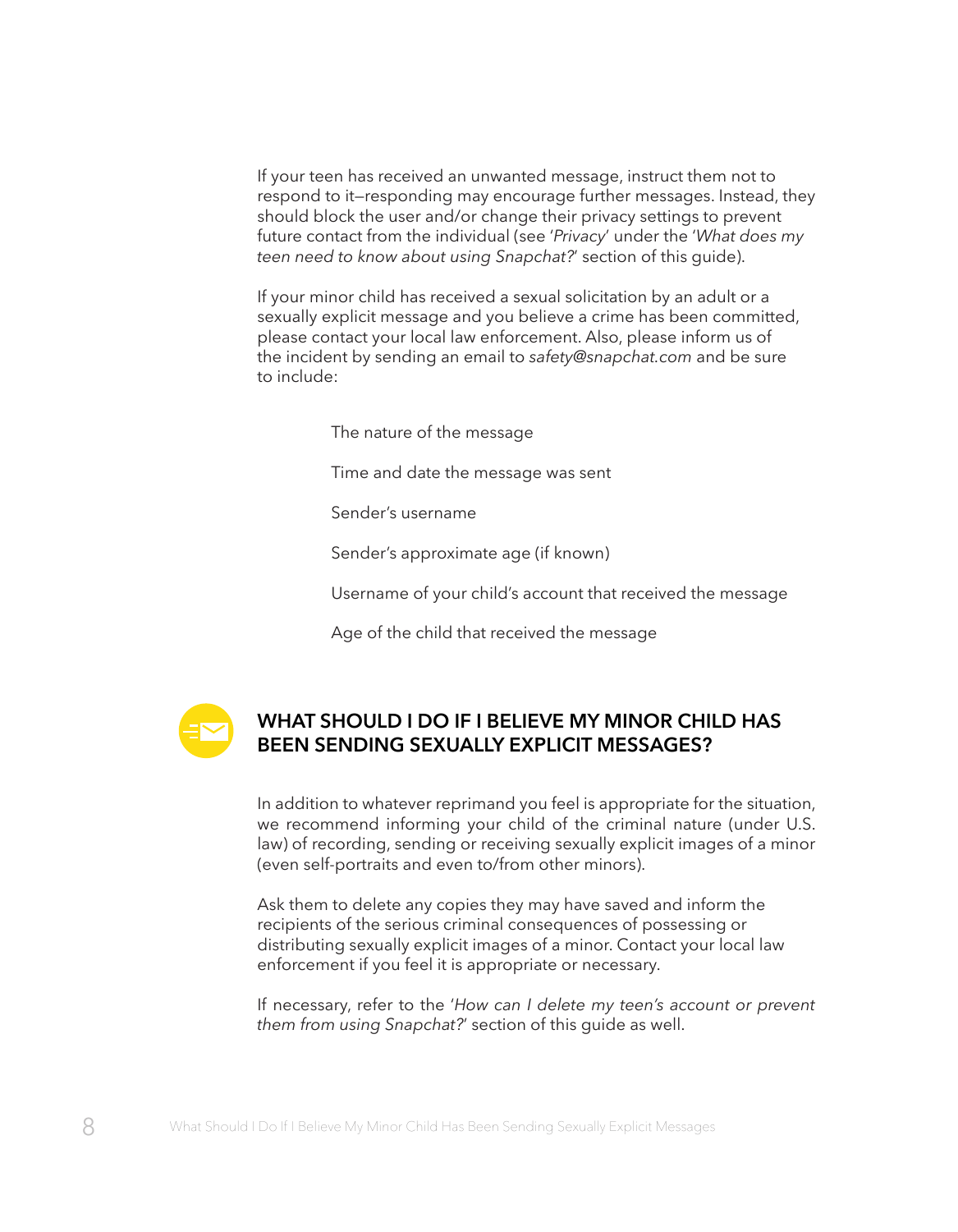If your teen has received an unwanted message, instruct them not to respond to it—responding may encourage further messages. Instead, they should block the user and/or change their privacy settings to prevent future contact from the individual (see '*Privacy*' under the '*What does my teen need to know about using Snapchat?*' section of this guide).

If your minor child has received a sexual solicitation by an adult or a sexually explicit message and you believe a crime has been committed, please contact your local law enforcement. Also, please inform us of the incident by sending an email to *safety@snapchat.com* and be sure to include:

- The nature of the message
- Time and date the message was sent
- Sender's username
- Sender's approximate age (if known)
- Username of your child's account that received the message
- Age of the child that received the message

## WHAT SHOULD I DO IF I BELIEVE MY MINOR CHILD HAS BEEN SENDING SEXUALLY EXPLICIT MESSAGES?

In addition to whatever reprimand you feel is appropriate for the situation, we recommend informing your child of the criminal nature (under U.S. law) of recording, sending or receiving sexually explicit images of a minor (even self-portraits and even to/from other minors).

Ask them to delete any copies they may have saved and inform the recipients of the serious criminal consequences of possessing or distributing sexually explicit images of a minor. Contact your local law enforcement if you feel it is appropriate or necessary.

If necessary, refer to the '*How can I delete my teen's account or prevent them from using Snapchat?*' section of this guide as well.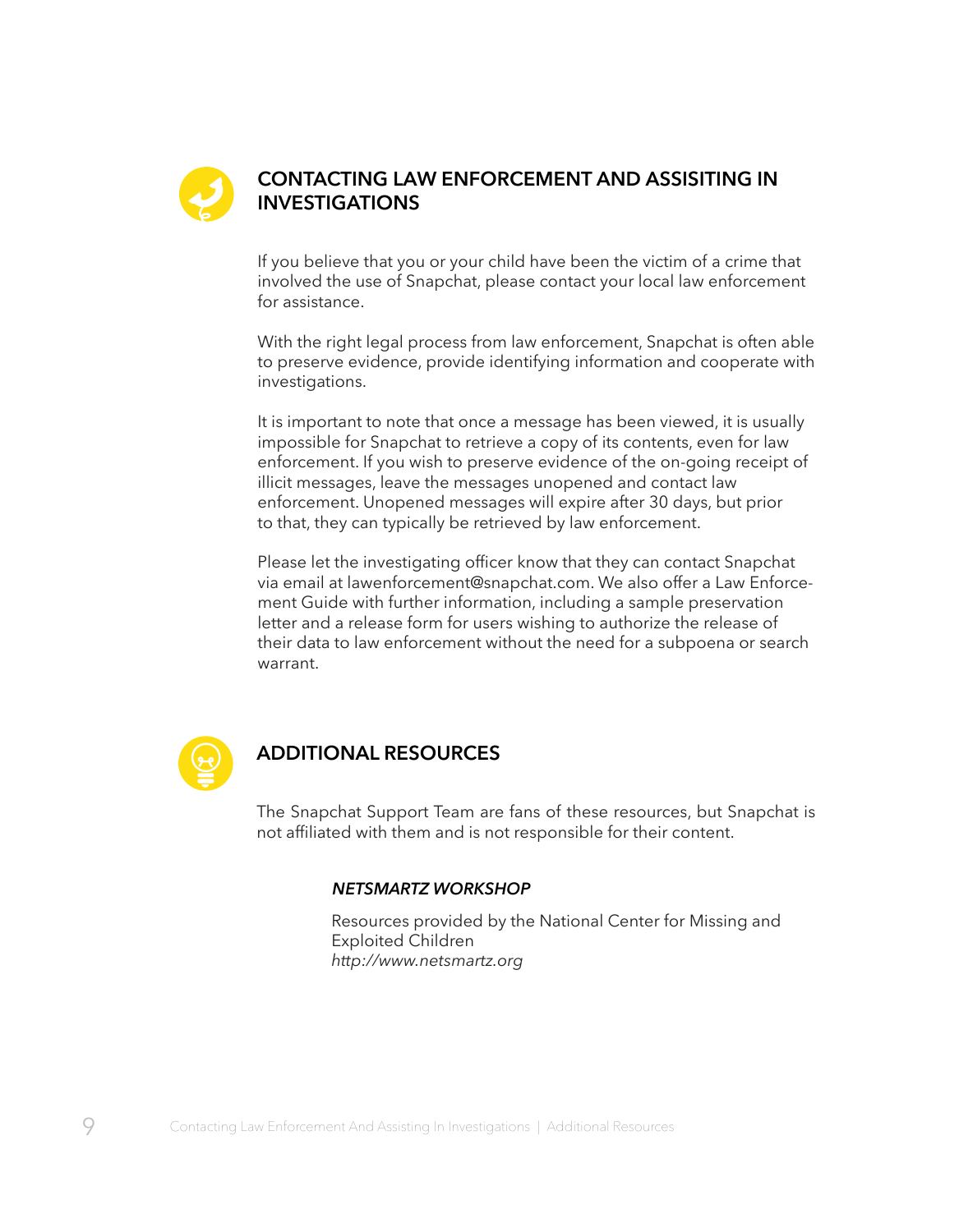## CONTACTING LAW ENFORCEMENT AND ASSISITING IN INVESTIGATIONS

If you believe that you or your child have been the victim of a crime that involved the use of Snapchat, please contact your local law enforcement for assistance.

With the right legal process from law enforcement, Snapchat is often able to preserve evidence, provide identifying information and cooperate with investigations.

It is important to note that once a message has been viewed, it is usually impossible for Snapchat to retrieve a copy of its contents, even for law enforcement. If you wish to preserve evidence of the on-going receipt of illicit messages, leave the messages unopened and contact law enforcement. Unopened messages will expire after 30 days, but prior to that, they can typically be retrieved by law enforcement.

Please let the investigating officer know that they can contact Snapchat via email at lawenforcement@snapchat.com. We also offer a Law Enforcement Guide with further information, including a sample preservation letter and a release form for users wishing to authorize the release of their data to law enforcement without the need for a subpoena or search warrant.

## ADDITIONAL RESOURCES

The Snapchat Support Team are fans of these resources, but Snapchat is not affiliated with them and is not responsible for their content.

### *NETSMARTZ WORKSHOP*

Resources provided by the National Center for Missing and Exploited Children
*http://www.netsmartz.org*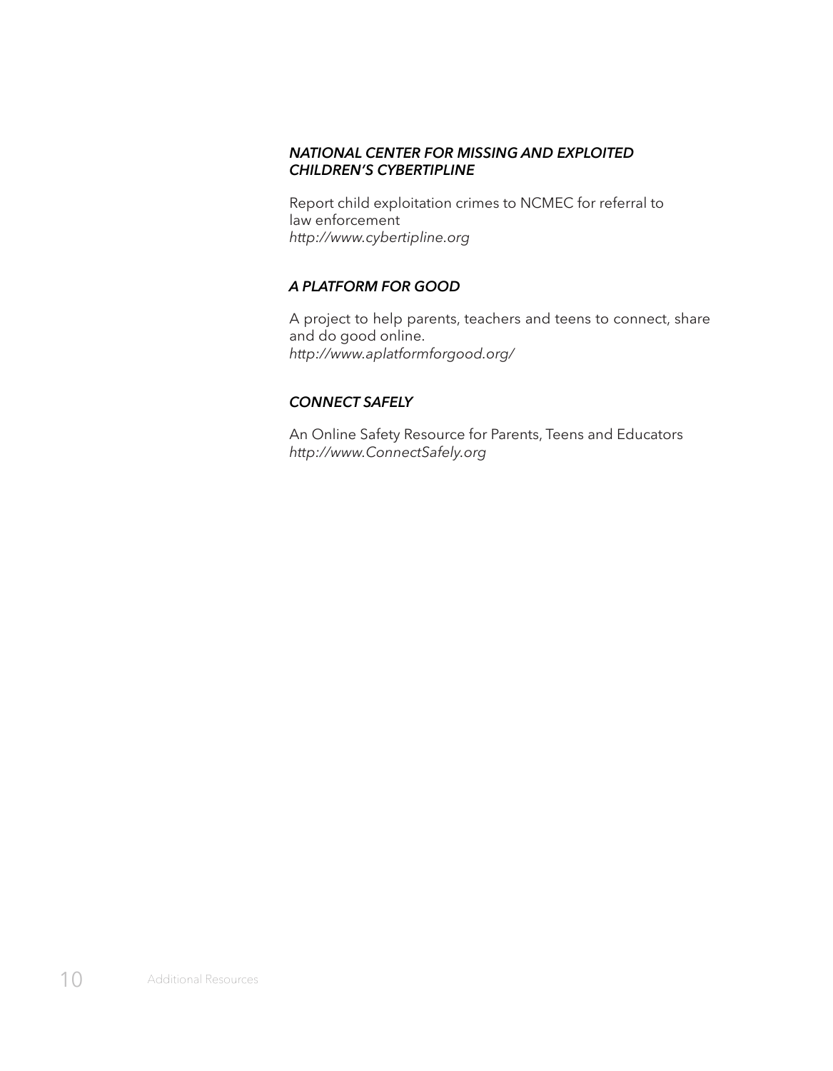### *NATIONAL CENTER FOR MISSING AND EXPLOITED CHILDREN'S CYBERTIPLINE*

Report child exploitation crimes to NCMEC for referral to law enforcement
*http://www.cybertipline.org*

### *A PLATFORM FOR GOOD*

A project to help parents, teachers and teens to connect, share and do good online.
*http://www.aplatformforgood.org/*

### *CONNECT SAFELY*

An Online Safety Resource for Parents, Teens and Educators
*http://www.ConnectSafely.org*